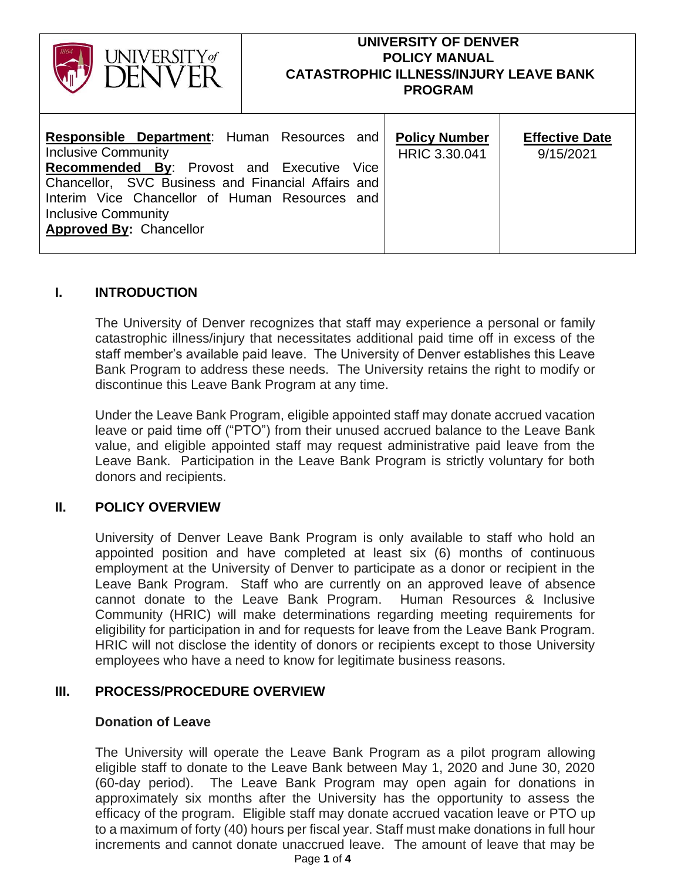| UNIVERSITY of DENVER | UNIVERSITY OF DENVER<br>POLICY MANUAL<br>CATASTROPHIC ILLNESS/INJURY LEAVE BANK PROGRAM | |
|---|---|---|
| **Responsible Department**: Human Resources and Inclusive Community<br>**Recommended By**: Provost and Executive Vice Chancellor, SVC Business and Financial Affairs and Interim Vice Chancellor of Human Resources and Inclusive Community<br>**Approved By:** Chancellor | **Policy Number**<br>HRIC 3.30.041 | **Effective Date**<br>9/15/2021 |

## I. INTRODUCTION

The University of Denver recognizes that staff may experience a personal or family catastrophic illness/injury that necessitates additional paid time off in excess of the staff member's available paid leave. The University of Denver establishes this Leave Bank Program to address these needs. The University retains the right to modify or discontinue this Leave Bank Program at any time.

Under the Leave Bank Program, eligible appointed staff may donate accrued vacation leave or paid time off ("PTO") from their unused accrued balance to the Leave Bank value, and eligible appointed staff may request administrative paid leave from the Leave Bank. Participation in the Leave Bank Program is strictly voluntary for both donors and recipients.

## II. POLICY OVERVIEW

University of Denver Leave Bank Program is only available to staff who hold an appointed position and have completed at least six (6) months of continuous employment at the University of Denver to participate as a donor or recipient in the Leave Bank Program. Staff who are currently on an approved leave of absence cannot donate to the Leave Bank Program. Human Resources & Inclusive Community (HRIC) will make determinations regarding meeting requirements for eligibility for participation in and for requests for leave from the Leave Bank Program. HRIC will not disclose the identity of donors or recipients except to those University employees who have a need to know for legitimate business reasons.

## III. PROCESS/PROCEDURE OVERVIEW

### Donation of Leave

The University will operate the Leave Bank Program as a pilot program allowing eligible staff to donate to the Leave Bank between May 1, 2020 and June 30, 2020 (60-day period). The Leave Bank Program may open again for donations in approximately six months after the University has the opportunity to assess the efficacy of the program. Eligible staff may donate accrued vacation leave or PTO up to a maximum of forty (40) hours per fiscal year. Staff must make donations in full hour increments and cannot donate unaccrued leave. The amount of leave that may be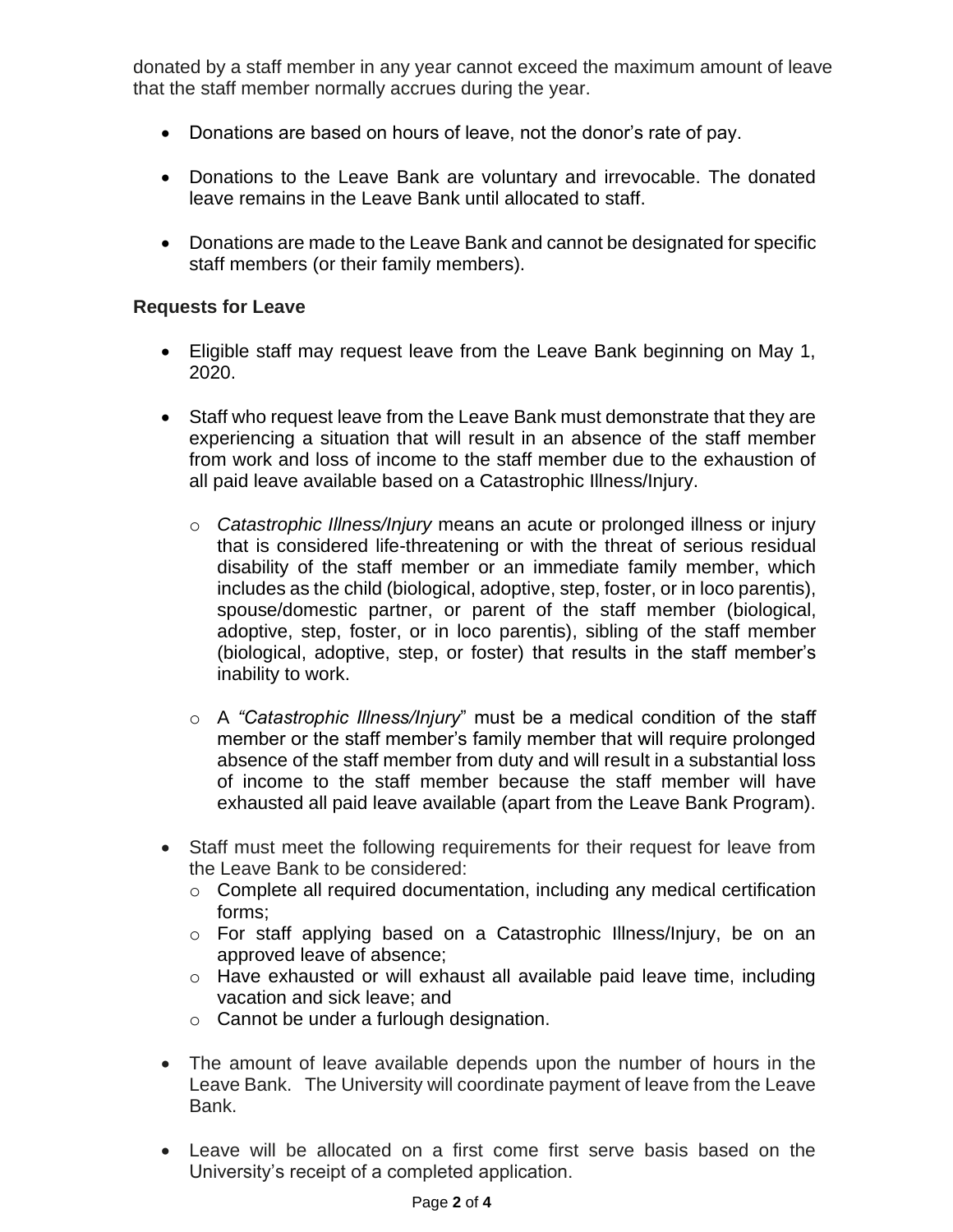donated by a staff member in any year cannot exceed the maximum amount of leave that the staff member normally accrues during the year.

- Donations are based on hours of leave, not the donor's rate of pay.
- Donations to the Leave Bank are voluntary and irrevocable. The donated leave remains in the Leave Bank until allocated to staff.
- Donations are made to the Leave Bank and cannot be designated for specific staff members (or their family members).

**Requests for Leave**

- Eligible staff may request leave from the Leave Bank beginning on May 1, 2020.
- Staff who request leave from the Leave Bank must demonstrate that they are experiencing a situation that will result in an absence of the staff member from work and loss of income to the staff member due to the exhaustion of all paid leave available based on a Catastrophic Illness/Injury.
  - *Catastrophic Illness/Injury* means an acute or prolonged illness or injury that is considered life-threatening or with the threat of serious residual disability of the staff member or an immediate family member, which includes as the child (biological, adoptive, step, foster, or in loco parentis), spouse/domestic partner, or parent of the staff member (biological, adoptive, step, foster, or in loco parentis), sibling of the staff member (biological, adoptive, step, or foster) that results in the staff member's inability to work.
  - A *"Catastrophic Illness/Injury*" must be a medical condition of the staff member or the staff member's family member that will require prolonged absence of the staff member from duty and will result in a substantial loss of income to the staff member because the staff member will have exhausted all paid leave available (apart from the Leave Bank Program).
- Staff must meet the following requirements for their request for leave from the Leave Bank to be considered:
  - Complete all required documentation, including any medical certification forms;
  - For staff applying based on a Catastrophic Illness/Injury, be on an approved leave of absence;
  - Have exhausted or will exhaust all available paid leave time, including vacation and sick leave; and
  - Cannot be under a furlough designation.
- The amount of leave available depends upon the number of hours in the Leave Bank. The University will coordinate payment of leave from the Leave Bank.
- Leave will be allocated on a first come first serve basis based on the University's receipt of a completed application.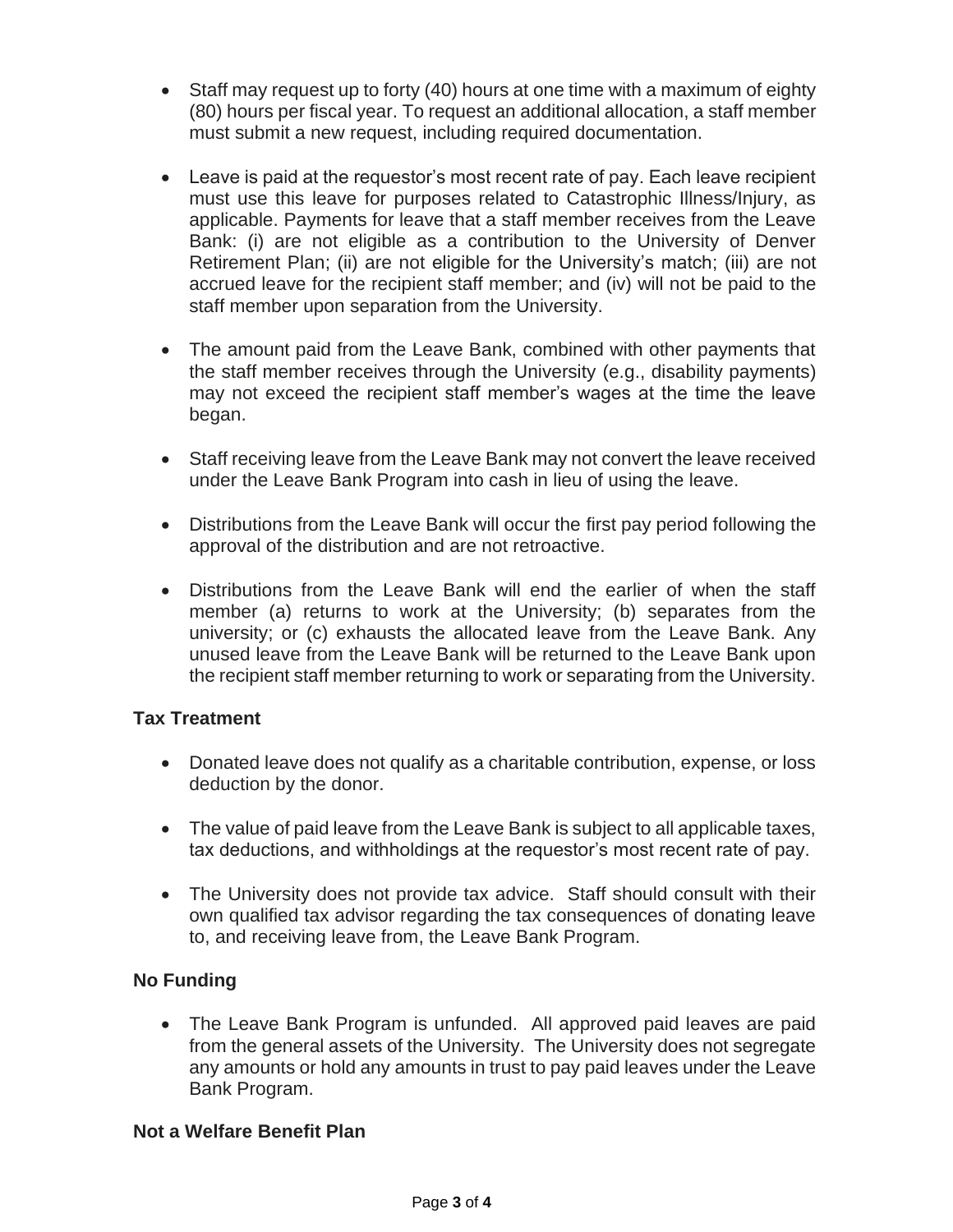- Staff may request up to forty (40) hours at one time with a maximum of eighty (80) hours per fiscal year. To request an additional allocation, a staff member must submit a new request, including required documentation.

- Leave is paid at the requestor's most recent rate of pay. Each leave recipient must use this leave for purposes related to Catastrophic Illness/Injury, as applicable. Payments for leave that a staff member receives from the Leave Bank: (i) are not eligible as a contribution to the University of Denver Retirement Plan; (ii) are not eligible for the University's match; (iii) are not accrued leave for the recipient staff member; and (iv) will not be paid to the staff member upon separation from the University.

- The amount paid from the Leave Bank, combined with other payments that the staff member receives through the University (e.g., disability payments) may not exceed the recipient staff member's wages at the time the leave began.

- Staff receiving leave from the Leave Bank may not convert the leave received under the Leave Bank Program into cash in lieu of using the leave.

- Distributions from the Leave Bank will occur the first pay period following the approval of the distribution and are not retroactive.

- Distributions from the Leave Bank will end the earlier of when the staff member (a) returns to work at the University; (b) separates from the university; or (c) exhausts the allocated leave from the Leave Bank. Any unused leave from the Leave Bank will be returned to the Leave Bank upon the recipient staff member returning to work or separating from the University.

### Tax Treatment

- Donated leave does not qualify as a charitable contribution, expense, or loss deduction by the donor.

- The value of paid leave from the Leave Bank is subject to all applicable taxes, tax deductions, and withholdings at the requestor's most recent rate of pay.

- The University does not provide tax advice. Staff should consult with their own qualified tax advisor regarding the tax consequences of donating leave to, and receiving leave from, the Leave Bank Program.

### No Funding

- The Leave Bank Program is unfunded. All approved paid leaves are paid from the general assets of the University. The University does not segregate any amounts or hold any amounts in trust to pay paid leaves under the Leave Bank Program.

### Not a Welfare Benefit Plan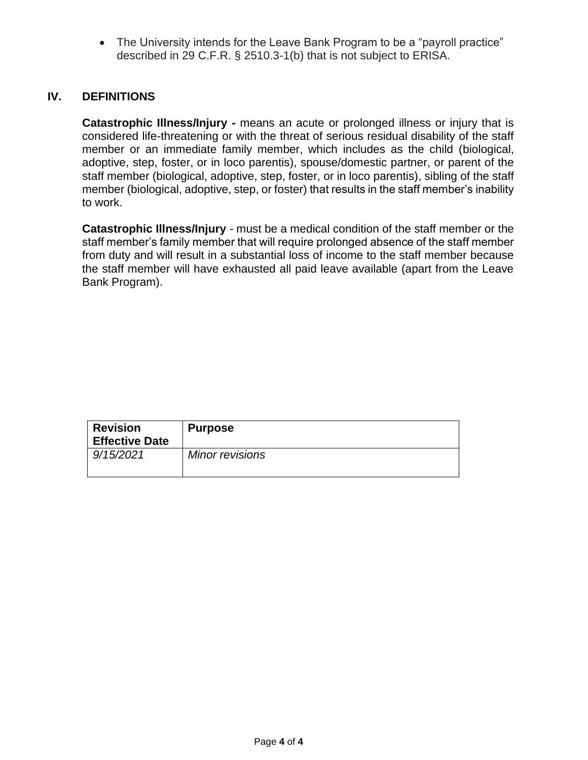- The University intends for the Leave Bank Program to be a "payroll practice" described in 29 C.F.R. § 2510.3-1(b) that is not subject to ERISA.

## IV. DEFINITIONS

**Catastrophic Illness/Injury -** means an acute or prolonged illness or injury that is considered life-threatening or with the threat of serious residual disability of the staff member or an immediate family member, which includes as the child (biological, adoptive, step, foster, or in loco parentis), spouse/domestic partner, or parent of the staff member (biological, adoptive, step, foster, or in loco parentis), sibling of the staff member (biological, adoptive, step, or foster) that results in the staff member's inability to work.

**Catastrophic Illness/Injury** - must be a medical condition of the staff member or the staff member's family member that will require prolonged absence of the staff member from duty and will result in a substantial loss of income to the staff member because the staff member will have exhausted all paid leave available (apart from the Leave Bank Program).

| **Revision Effective Date** | **Purpose** |
|---|---|
| *9/15/2021* | *Minor revisions* |